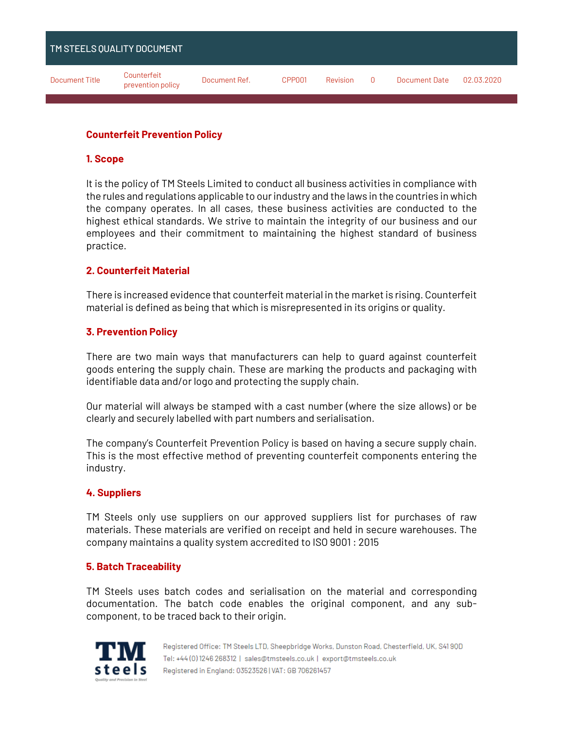TM STEELS QUALITY DOCUMENT

| Document Title | Counterfeit prevention policy | Document Ref. | CPP001 | Revision | 0 | Document Date | 02.03.2020 |
| --- | --- | --- | --- | --- | --- | --- | --- |

# Counterfeit Prevention Policy

## 1. Scope

It is the policy of TM Steels Limited to conduct all business activities in compliance with the rules and regulations applicable to our industry and the laws in the countries in which the company operates. In all cases, these business activities are conducted to the highest ethical standards. We strive to maintain the integrity of our business and our employees and their commitment to maintaining the highest standard of business practice.

## 2. Counterfeit Material

There is increased evidence that counterfeit material in the market is rising. Counterfeit material is defined as being that which is misrepresented in its origins or quality.

## 3. Prevention Policy

There are two main ways that manufacturers can help to guard against counterfeit goods entering the supply chain. These are marking the products and packaging with identifiable data and/or logo and protecting the supply chain.

Our material will always be stamped with a cast number (where the size allows) or be clearly and securely labelled with part numbers and serialisation.

The company's Counterfeit Prevention Policy is based on having a secure supply chain. This is the most effective method of preventing counterfeit components entering the industry.

## 4. Suppliers

TM Steels only use suppliers on our approved suppliers list for purchases of raw materials. These materials are verified on receipt and held in secure warehouses. The company maintains a quality system accredited to ISO 9001 : 2015

## 5. Batch Traceability

TM Steels uses batch codes and serialisation on the material and corresponding documentation. The batch code enables the original component, and any sub-component, to be traced back to their origin.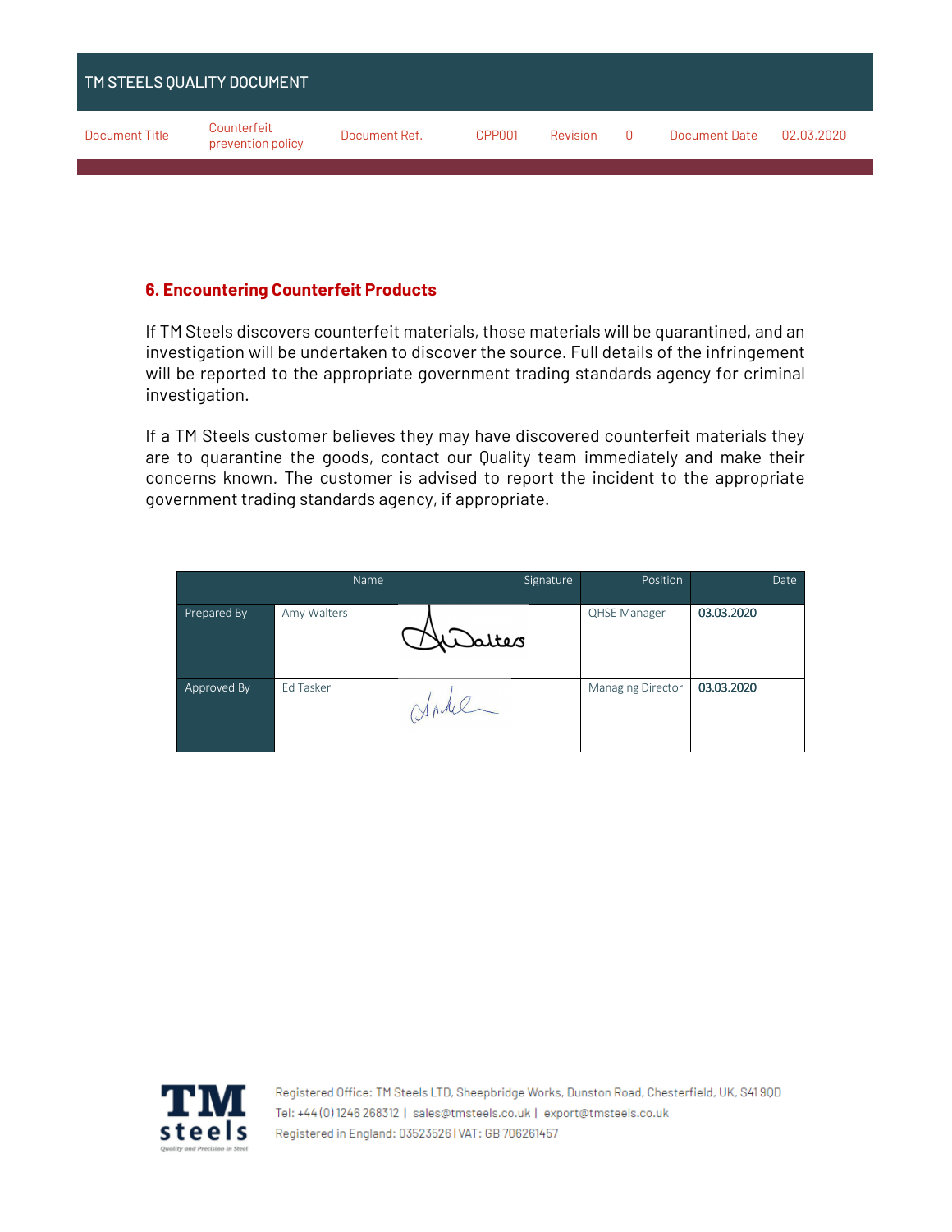## 6. Encountering Counterfeit Products

If TM Steels discovers counterfeit materials, those materials will be quarantined, and an investigation will be undertaken to discover the source. Full details of the infringement will be reported to the appropriate government trading standards agency for criminal investigation.

If a TM Steels customer believes they may have discovered counterfeit materials they are to quarantine the goods, contact our Quality team immediately and make their concerns known. The customer is advised to report the incident to the appropriate government trading standards agency, if appropriate.

| | Name | Signature | Position | Date |
|---|---|---|---|---|
| Prepared By | Amy Walters | | QHSE Manager | 03.03.2020 |
| Approved By | Ed Tasker | | Managing Director | 03.03.2020 |